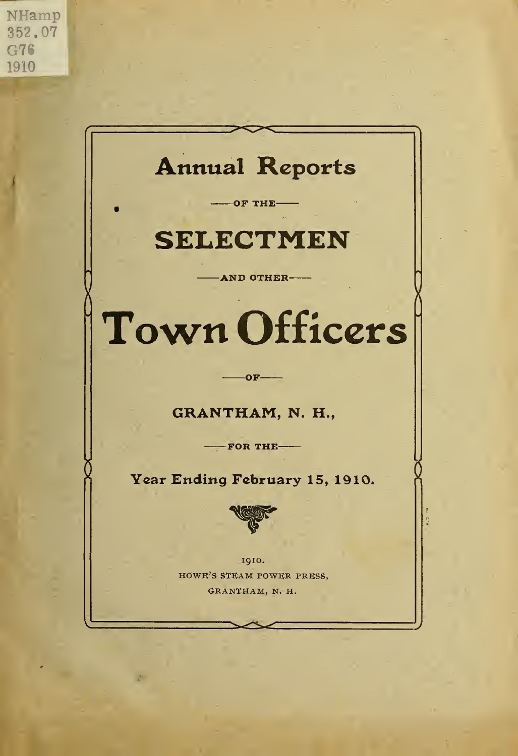NHamp
352.07
G76
1910

# Annual Reports

OF THE

# SELECTMEN

AND OTHER

# Town Officers

OF

## GRANTHAM, N. H.,

FOR THE

### Year Ending February 15, 1910.

1910.
HOWE'S STEAM POWER PRESS,
GRANTHAM, N. H.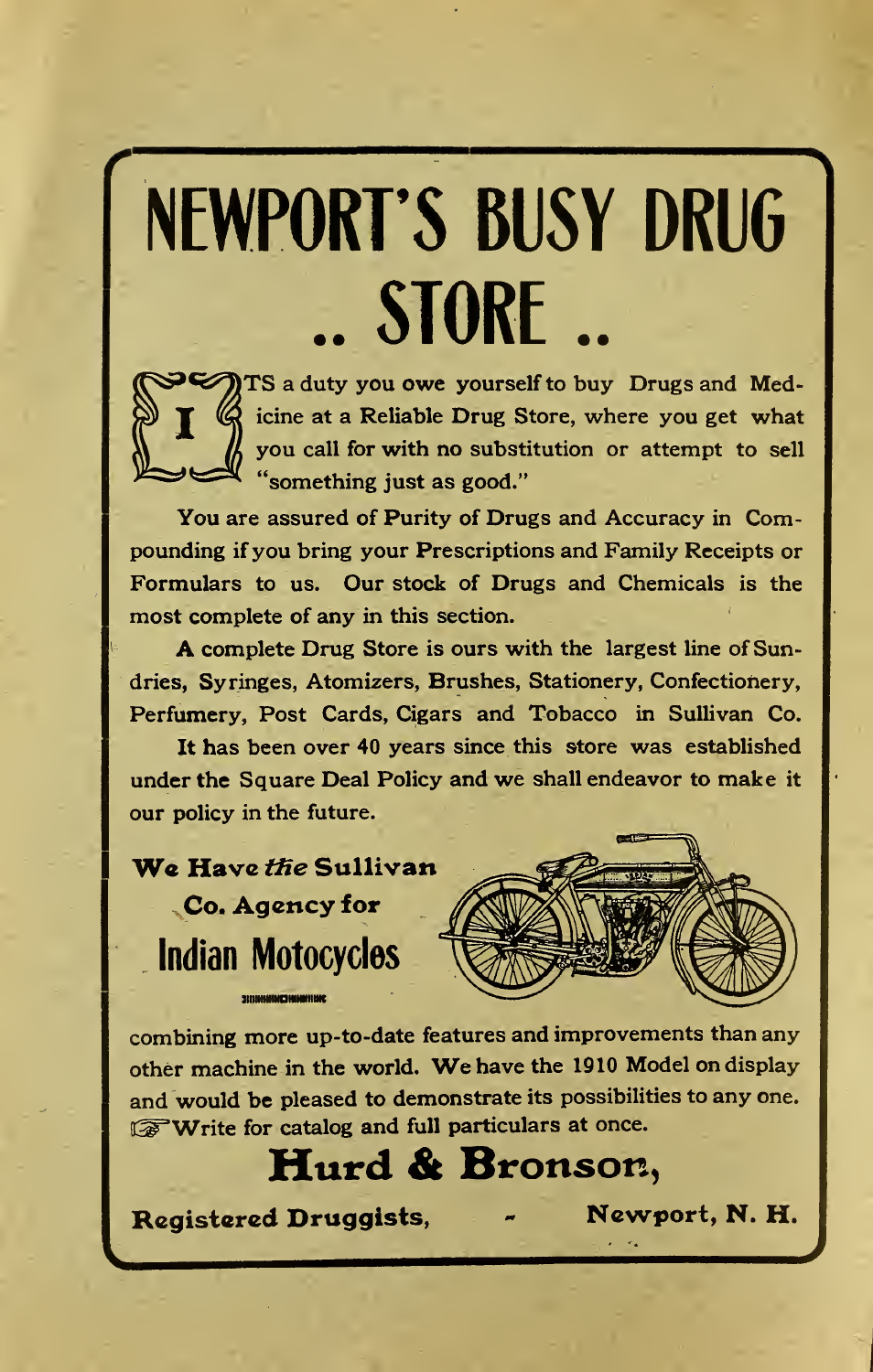# NEWPORT'S BUSY DRUG .. STORE ..

ITS a duty you owe yourself to buy Drugs and Medicine at a Reliable Drug Store, where you get what you call for with no substitution or attempt to sell "something just as good."

You are assured of Purity of Drugs and Accuracy in Compounding if you bring your Prescriptions and Family Receipts or Formulars to us. Our stock of Drugs and Chemicals is the most complete of any in this section.

A complete Drug Store is ours with the largest line of Sundries, Syringes, Atomizers, Brushes, Stationery, Confectionery, Perfumery, Post Cards, Cigars and Tobacco in Sullivan Co.

It has been over 40 years since this store was established under the Square Deal Policy and we shall endeavor to make it our policy in the future.

**We Have *the* Sullivan Co. Agency for**

## Indian Motocycles

combining more up-to-date features and improvements than any other machine in the world. We have the 1910 Model on display and would be pleased to demonstrate its possibilities to any one. ☞Write for catalog and full particulars at once.

## Hurd & Bronson,

**Registered Druggists, - Newport, N. H.**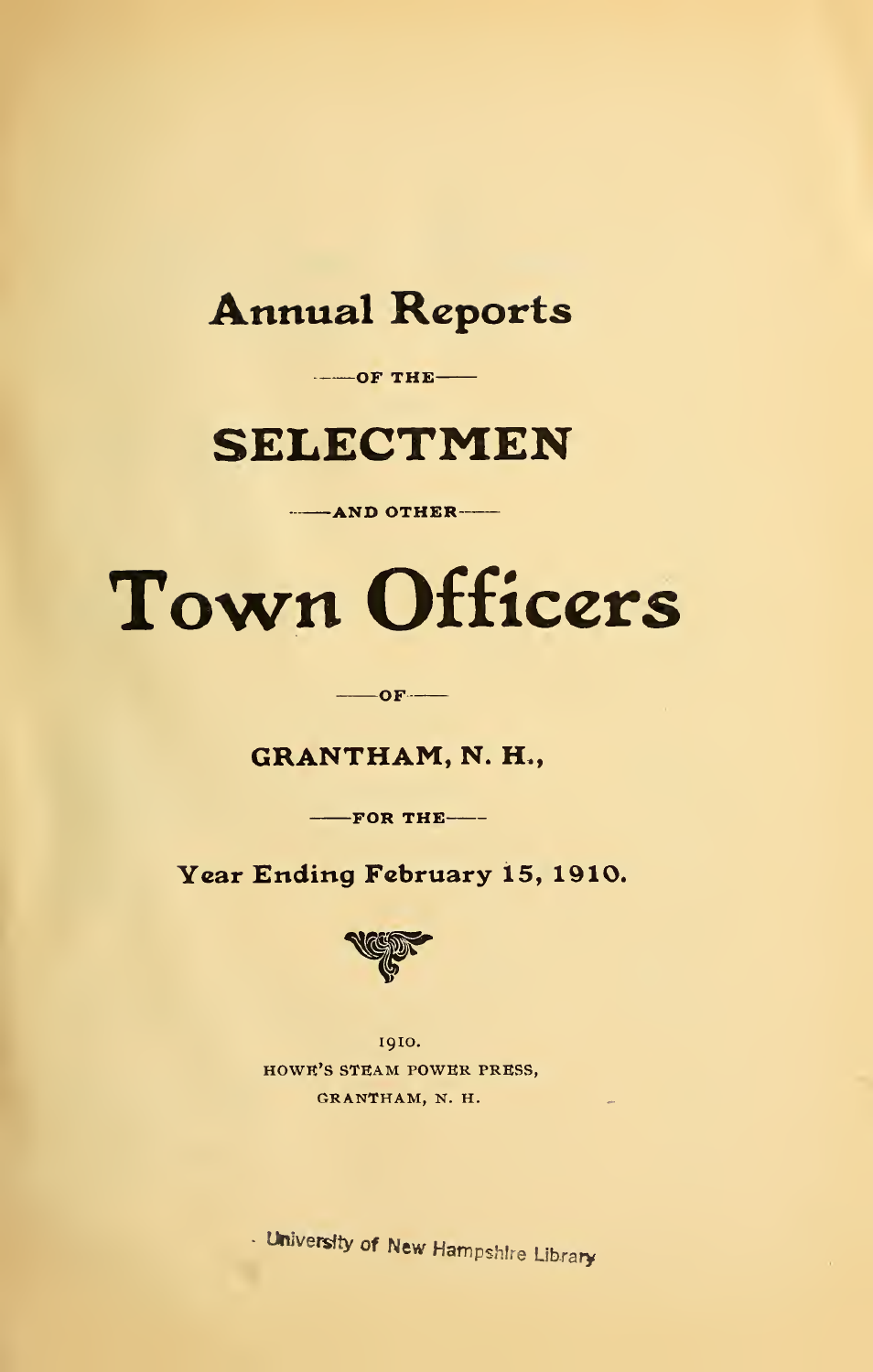# Annual Reports

OF THE

# SELECTMEN

AND OTHER

# Town Officers

OF

## GRANTHAM, N. H.,

FOR THE

## Year Ending February 15, 1910.

1910.
HOWE'S STEAM POWER PRESS,
GRANTHAM, N. H.

University of New Hampshire Library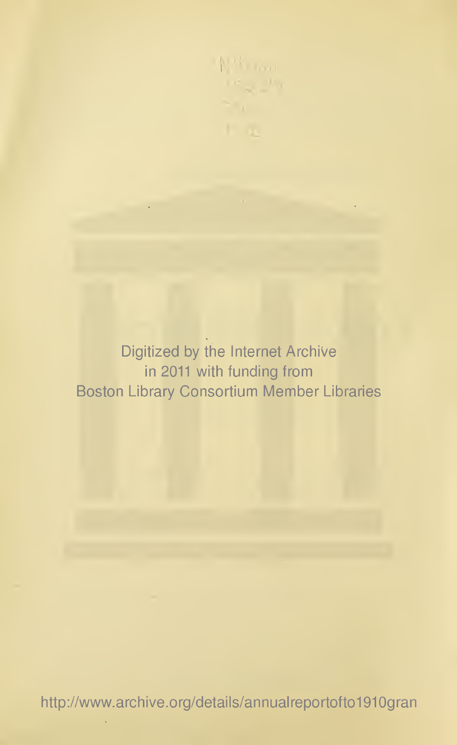Digitized by the Internet Archive
in 2011 with funding from
Boston Library Consortium Member Libraries

http://www.archive.org/details/annualreportofto1910gran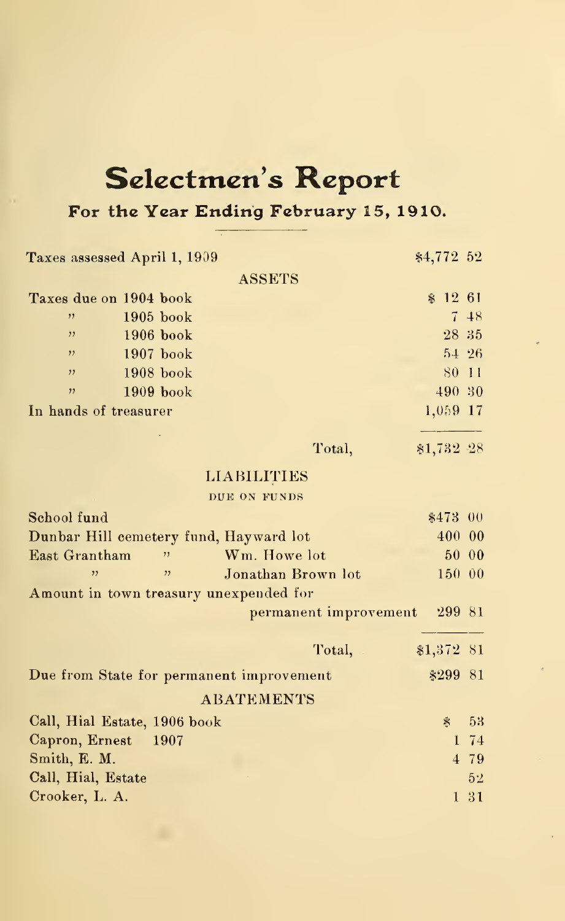# Selectmen's Report

## For the Year Ending February 15, 1910.

| | |
|---|---|
| Taxes assessed April 1, 1909 | $4,772 52 |

### ASSETS

| | |
|---|---|
| Taxes due on 1904 book | $ 12 61 |
| " 1905 book | 7 48 |
| " 1906 book | 28 35 |
| " 1907 book | 54 26 |
| " 1908 book | 80 11 |
| " 1909 book | 490 30 |
| In hands of treasurer | 1,059 17 |
| Total, | $1,732 28 |

### LIABILITIES

DUE ON FUNDS

| | |
|---|---|
| School fund | $473 00 |
| Dunbar Hill cemetery fund, Hayward lot | 400 00 |
| East Grantham " Wm. Howe lot | 50 00 |
| " " Jonathan Brown lot | 150 00 |
| Amount in town treasury unexpended for permanent improvement | 299 81 |
| Total, | $1,372 81 |

| | |
|---|---|
| Due from State for permanent improvement | $299 81 |

### ABATEMENTS

| | |
|---|---|
| Call, Hial Estate, 1906 book | $ 53 |
| Capron, Ernest 1907 | 1 74 |
| Smith, E. M. | 4 79 |
| Call, Hial, Estate | 52 |
| Crooker, L. A. | 1 31 |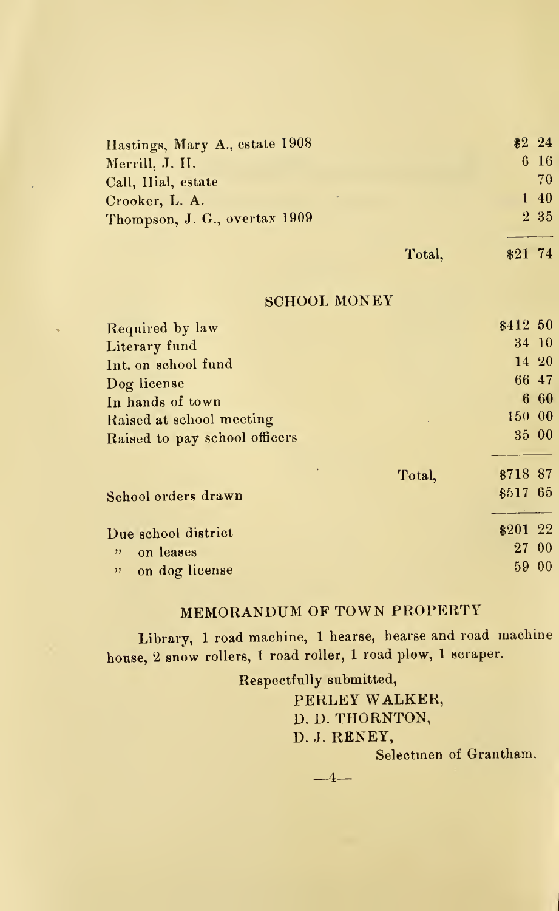| | |
|---|---|
| Hastings, Mary A., estate 1908 | $2 24 |
| Merrill, J. H. | 6 16 |
| Call, Hial, estate | 70 |
| Crooker, L. A. | 1 40 |
| Thompson, J. G., overtax 1909 | 2 35 |
| Total, | $21 74 |

## SCHOOL MONEY

| | |
|---|---|
| Required by law | $412 50 |
| Literary fund | 34 10 |
| Int. on school fund | 14 20 |
| Dog license | 66 47 |
| In hands of town | 6 60 |
| Raised at school meeting | 150 00 |
| Raised to pay school officers | 35 00 |
| Total, | $718 87 |
| School orders drawn | $517 65 |
| Due school district | $201 22 |
| " on leases | 27 00 |
| " on dog license | 59 00 |

## MEMORANDUM OF TOWN PROPERTY

Library, 1 road machine, 1 hearse, hearse and road machine house, 2 snow rollers, 1 road roller, 1 road plow, 1 scraper.

Respectfully submitted,

PERLEY WALKER,
D. D. THORNTON,
D. J. RENEY,

Selectmen of Grantham.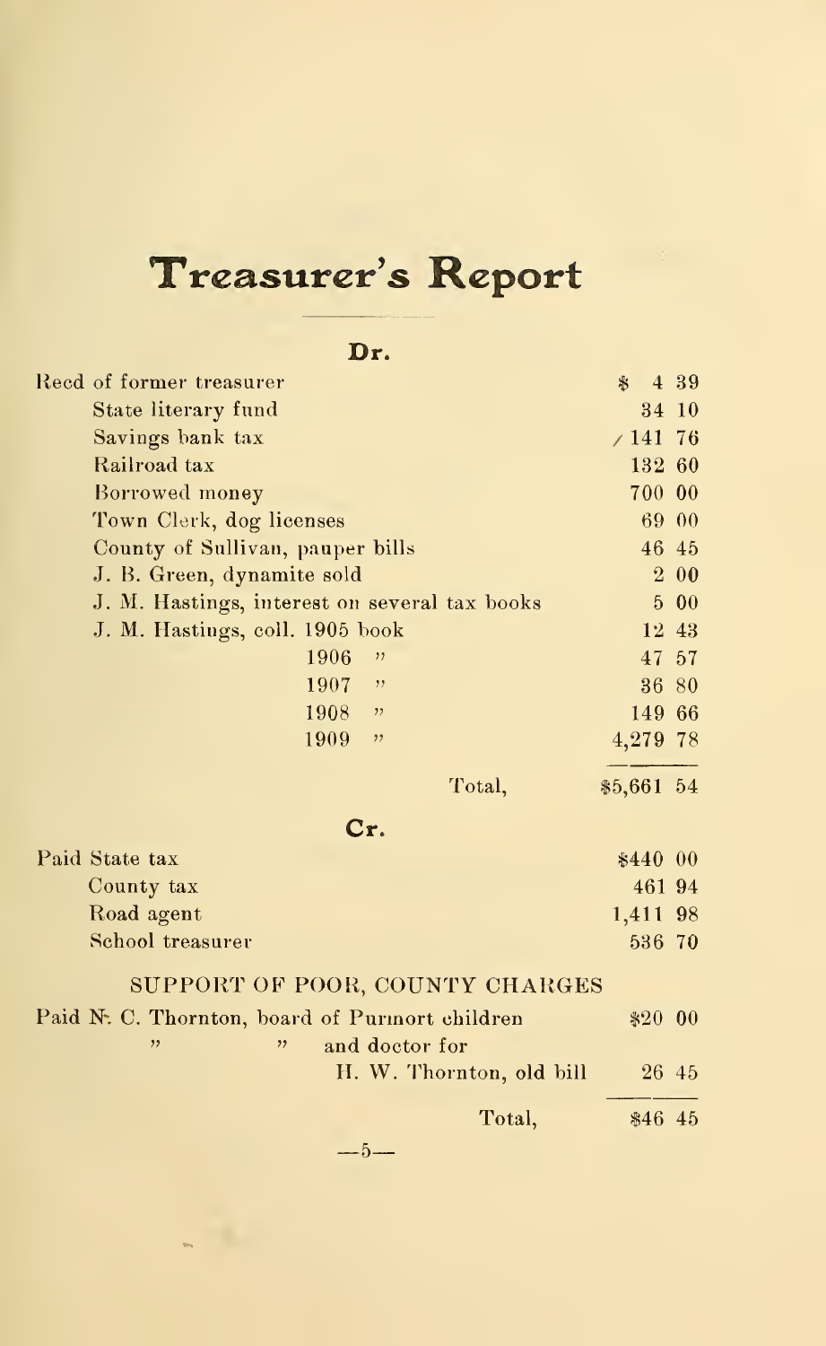# Treasurer's Report

## Dr.

| | |
|---|---|
| Recd of former treasurer | $ 4 39 |
| State literary fund | 34 10 |
| Savings bank tax | 141 76 |
| Railroad tax | 132 60 |
| Borrowed money | 700 00 |
| Town Clerk, dog licenses | 69 00 |
| County of Sullivan, pauper bills | 46 45 |
| J. B. Green, dynamite sold | 2 00 |
| J. M. Hastings, interest on several tax books | 5 00 |
| J. M. Hastings, coll. 1905 book | 12 43 |
| 1906 " | 47 57 |
| 1907 " | 36 80 |
| 1908 " | 149 66 |
| 1909 " | 4,279 78 |
| Total, | $5,661 54 |

## Cr.

| | |
|---|---|
| Paid State tax | $440 00 |
| County tax | 461 94 |
| Road agent | 1,411 98 |
| School treasurer | 536 70 |

### SUPPORT OF POOR, COUNTY CHARGES

| | |
|---|---|
| Paid N. C. Thornton, board of Purmort children | $20 00 |
| " " and doctor for H. W. Thornton, old bill | 26 45 |
| Total, | $46 45 |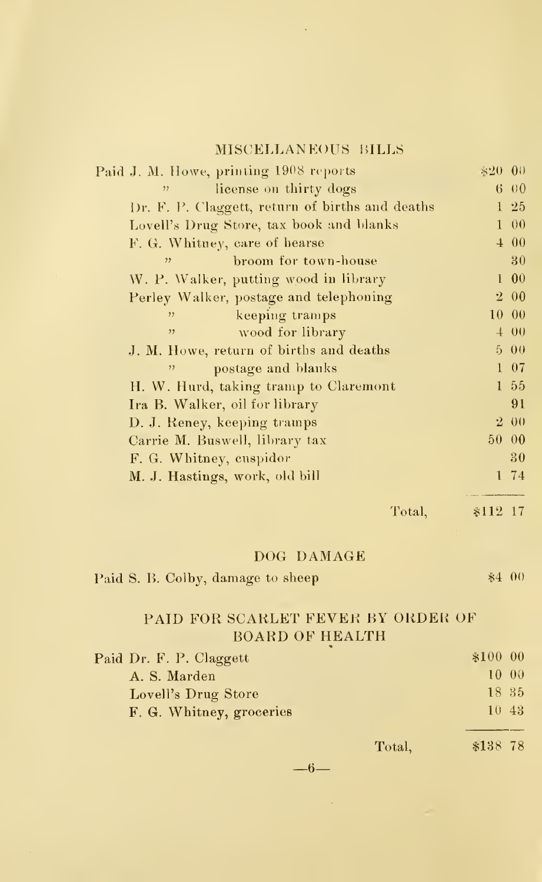## MISCELLANEOUS BILLS

| | |
|---|---|
| Paid J. M. Howe, printing 1908 reports | $20 00 |
| " license on thirty dogs | 6 00 |
| Dr. F. P. Claggett, return of births and deaths | 1 25 |
| Lovell's Drug Store, tax book and blanks | 1 00 |
| F. G. Whitney, care of hearse | 4 00 |
| " broom for town-house | 30 |
| W. P. Walker, putting wood in library | 1 00 |
| Perley Walker, postage and telephoning | 2 00 |
| " keeping tramps | 10 00 |
| " wood for library | 4 00 |
| J. M. Howe, return of births and deaths | 5 00 |
| " postage and blanks | 1 07 |
| H. W. Hurd, taking tramp to Claremont | 1 55 |
| Ira B. Walker, oil for library | 91 |
| D. J. Reney, keeping tramps | 2 00 |
| Carrie M. Buswell, library tax | 50 00 |
| F. G. Whitney, cuspidor | 30 |
| M. J. Hastings, work, old bill | 1 74 |
| Total, | $112 17 |

## DOG DAMAGE

| | |
|---|---|
| Paid S. B. Colby, damage to sheep | $4 00 |

## PAID FOR SCARLET FEVER BY ORDER OF BOARD OF HEALTH

| | |
|---|---|
| Paid Dr. F. P. Claggett | $100 00 |
| A. S. Marden | 10 00 |
| Lovell's Drug Store | 18 35 |
| F. G. Whitney, groceries | 10 43 |
| Total, | $138 78 |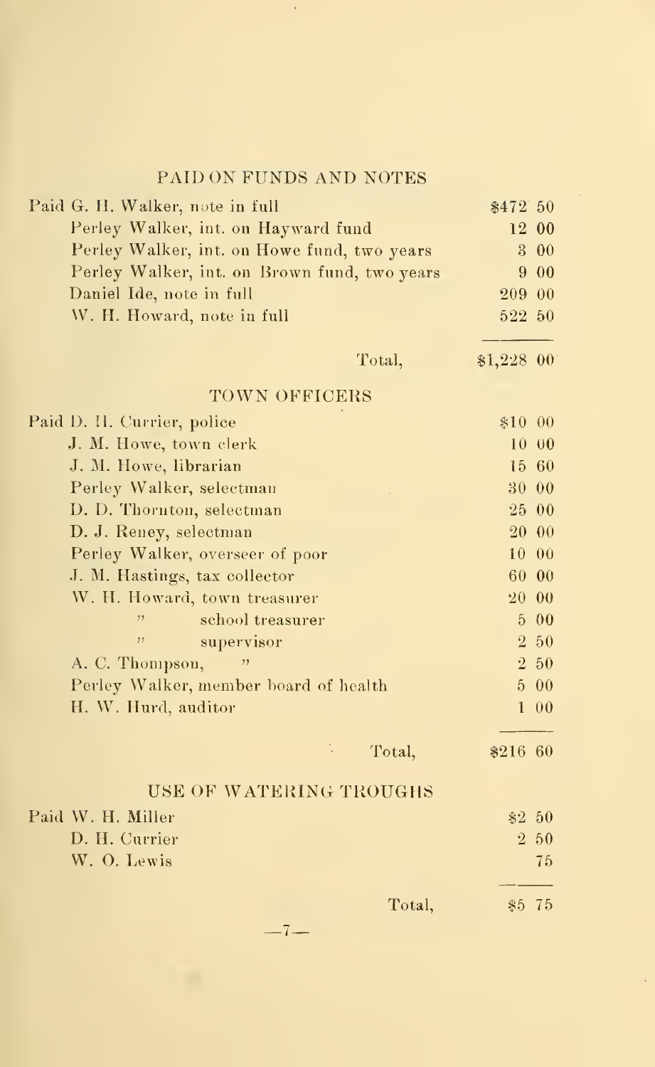## PAID ON FUNDS AND NOTES

| | |
|---|---|
| Paid G. H. Walker, note in full | $472 50 |
| Perley Walker, int. on Hayward fund | 12 00 |
| Perley Walker, int. on Howe fund, two years | 3 00 |
| Perley Walker, int. on Brown fund, two years | 9 00 |
| Daniel Ide, note in full | 209 00 |
| W. H. Howard, note in full | 522 50 |
| Total, | $1,228 00 |

## TOWN OFFICERS

| | |
|---|---|
| Paid D. H. Currier, police | $10 00 |
| J. M. Howe, town clerk | 10 00 |
| J. M. Howe, librarian | 15 60 |
| Perley Walker, selectman | 30 00 |
| D. D. Thornton, selectman | 25 00 |
| D. J. Reney, selectman | 20 00 |
| Perley Walker, overseer of poor | 10 00 |
| J. M. Hastings, tax collector | 60 00 |
| W. H. Howard, town treasurer | 20 00 |
| " school treasurer | 5 00 |
| " supervisor | 2 50 |
| A. C. Thompson, " | 2 50 |
| Perley Walker, member board of health | 5 00 |
| H. W. Hurd, auditor | 1 00 |
| Total, | $216 60 |

## USE OF WATERING TROUGHS

| | |
|---|---|
| Paid W. H. Miller | $2 50 |
| D. H. Currier | 2 50 |
| W. O. Lewis | 75 |
| Total, | $5 75 |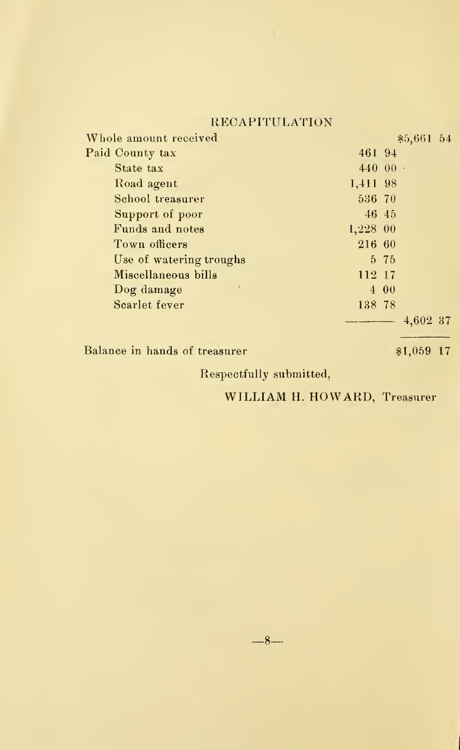## RECAPITULATION

| | | |
|---|---|---|
| Whole amount received | | $5,661 54 |
| Paid County tax | 461 94 | |
| State tax | 440 00 | |
| Road agent | 1,411 98 | |
| School treasurer | 536 70 | |
| Support of poor | 46 45 | |
| Funds and notes | 1,228 00 | |
| Town officers | 216 60 | |
| Use of watering troughs | 5 75 | |
| Miscellaneous bills | 112 17 | |
| Dog damage | 4 00 | |
| Scarlet fever | 138 78 | |
| | | 4,602 37 |
| Balance in hands of treasurer | | $1,059 17 |

Respectfully submitted,

WILLIAM H. HOWARD, Treasurer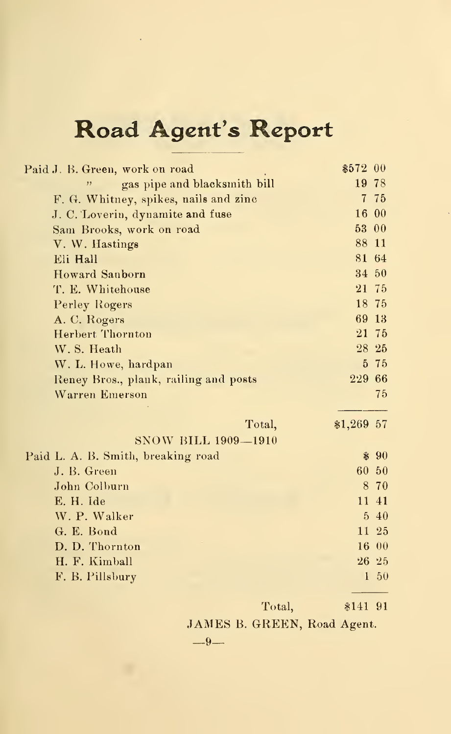# Road Agent's Report

| | |
|---|---|
| Paid J. B. Green, work on road | $572 00 |
| " gas pipe and blacksmith bill | 19 78 |
| F. G. Whitney, spikes, nails and zinc | 7 75 |
| J. C. Loverin, dynamite and fuse | 16 00 |
| Sam Brooks, work on road | 53 00 |
| V. W. Hastings | 88 11 |
| Eli Hall | 81 64 |
| Howard Sanborn | 34 50 |
| T. E. Whitehouse | 21 75 |
| Perley Rogers | 18 75 |
| A. C. Rogers | 69 13 |
| Herbert Thornton | 21 75 |
| W. S. Heath | 28 25 |
| W. L. Howe, hardpan | 5 75 |
| Reney Bros., plank, railing and posts | 229 66 |
| Warren Emerson | 75 |
| Total, | $1,269 57 |

SNOW BILL 1909—1910

| | |
|---|---|
| Paid L. A. B. Smith, breaking road | $ 90 |
| J. B. Green | 60 50 |
| John Colburn | 8 70 |
| E. H. Ide | 11 41 |
| W. P. Walker | 5 40 |
| G. E. Bond | 11 25 |
| D. D. Thornton | 16 00 |
| H. F. Kimball | 26 25 |
| F. B. Pillsbury | 1 50 |
| Total, | $141 91 |

JAMES B. GREEN, Road Agent.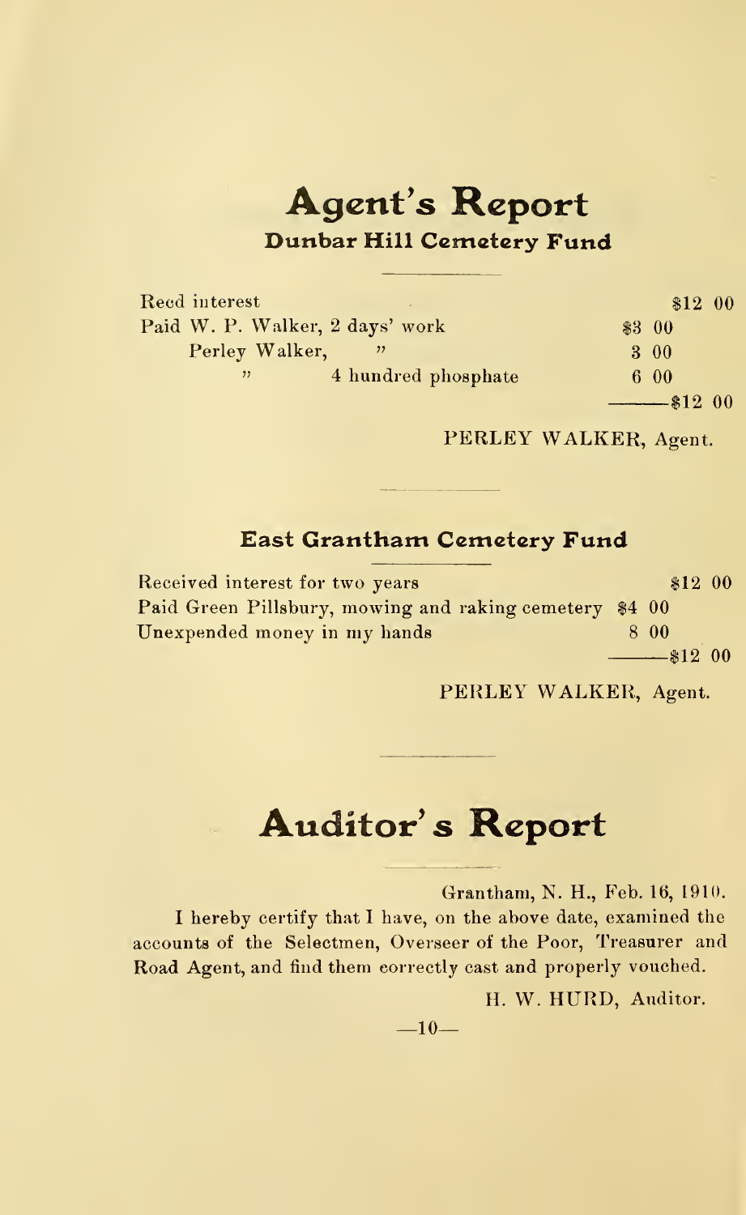# Agent's Report

## Dunbar Hill Cemetery Fund

| | | |
|---|---|---|
| Recd interest | | $12 00 |
| Paid W. P. Walker, 2 days' work | $3 00 | |
| Perley Walker, " | 3 00 | |
| " 4 hundred phosphate | 6 00 | |
| | | $12 00 |

PERLEY WALKER, Agent.

## East Grantham Cemetery Fund

| | | |
|---|---|---|
| Received interest for two years | | $12 00 |
| Paid Green Pillsbury, mowing and raking cemetery | $4 00 | |
| Unexpended money in my hands | 8 00 | |
| | | $12 00 |

PERLEY WALKER, Agent.

# Auditor's Report

Grantham, N. H., Feb. 16, 1910.

I hereby certify that I have, on the above date, examined the accounts of the Selectmen, Overseer of the Poor, Treasurer and Road Agent, and find them correctly cast and properly vouched.

H. W. HURD, Auditor.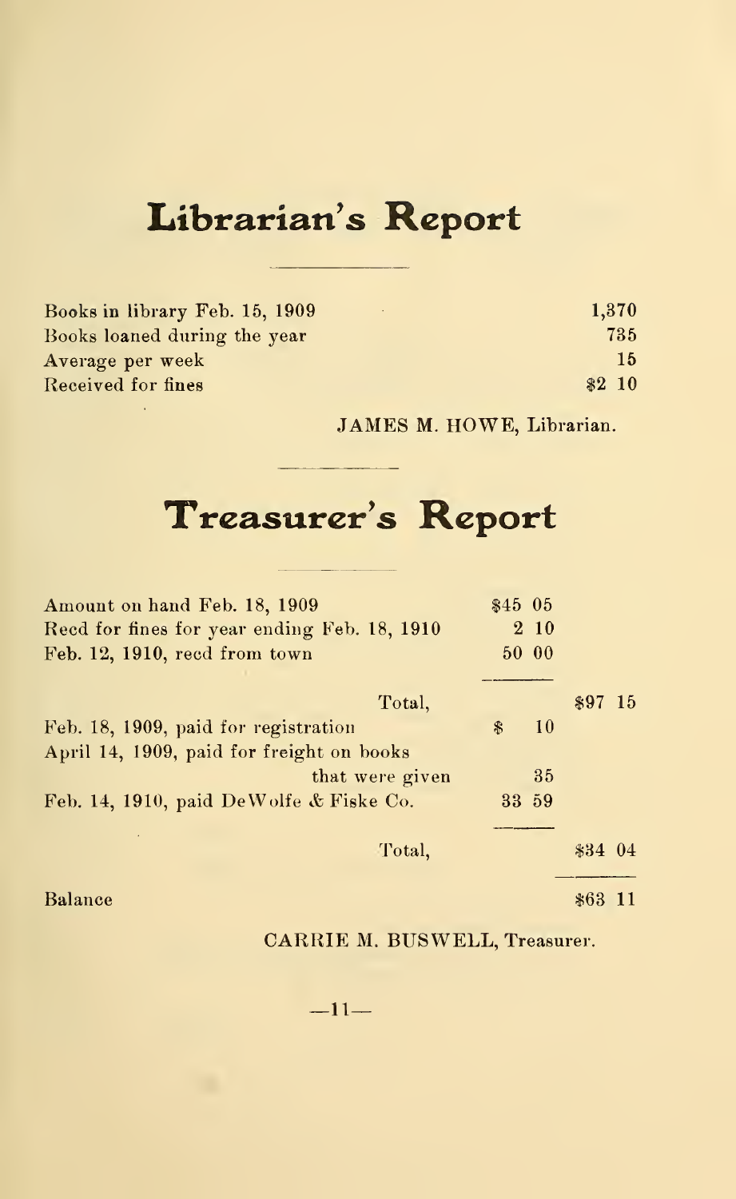# Librarian's Report

| | |
|---|---|
| Books in library Feb. 15, 1909 | 1,370 |
| Books loaned during the year | 735 |
| Average per week | 15 |
| Received for fines | $2 10 |

JAMES M. HOWE, Librarian.

# Treasurer's Report

| | | |
|---|---|---|
| Amount on hand Feb. 18, 1909 | $45 05 | |
| Recd for fines for year ending Feb. 18, 1910 | 2 10 | |
| Feb. 12, 1910, recd from town | 50 00 | |
| Total, | | $97 15 |
| Feb. 18, 1909, paid for registration | $ 10 | |
| April 14, 1909, paid for freight on books that were given | 35 | |
| Feb. 14, 1910, paid DeWolfe & Fiske Co. | 33 59 | |
| Total, | | $34 04 |
| Balance | | $63 11 |

CARRIE M. BUSWELL, Treasurer.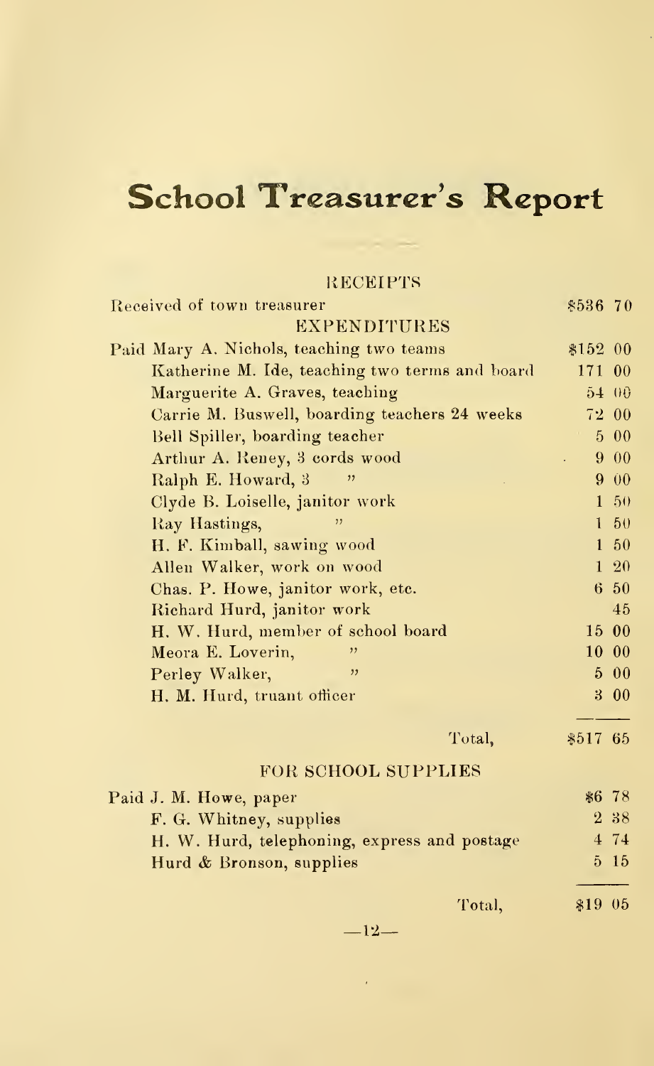# School Treasurer's Report

RECEIPTS

| | |
|---|---|
| Received of town treasurer | $536 70 |

EXPENDITURES

| | |
|---|---|
| Paid Mary A. Nichols, teaching two teams | $152 00 |
| Katherine M. Ide, teaching two terms and board | 171 00 |
| Marguerite A. Graves, teaching | 54 00 |
| Carrie M. Buswell, boarding teachers 24 weeks | 72 00 |
| Bell Spiller, boarding teacher | 5 00 |
| Arthur A. Reney, 3 cords wood | 9 00 |
| Ralph E. Howard, 3 " | 9 00 |
| Clyde B. Loiselle, janitor work | 1 50 |
| Ray Hastings, " | 1 50 |
| H. F. Kimball, sawing wood | 1 50 |
| Allen Walker, work on wood | 1 20 |
| Chas. P. Howe, janitor work, etc. | 6 50 |
| Richard Hurd, janitor work | 45 |
| H. W. Hurd, member of school board | 15 00 |
| Meora E. Loverin, " | 10 00 |
| Perley Walker, " | 5 00 |
| H. M. Hurd, truant officer | 3 00 |
| Total, | $517 65 |

FOR SCHOOL SUPPLIES

| | |
|---|---|
| Paid J. M. Howe, paper | $6 78 |
| F. G. Whitney, supplies | 2 38 |
| H. W. Hurd, telephoning, express and postage | 4 74 |
| Hurd & Bronson, supplies | 5 15 |
| Total, | $19 05 |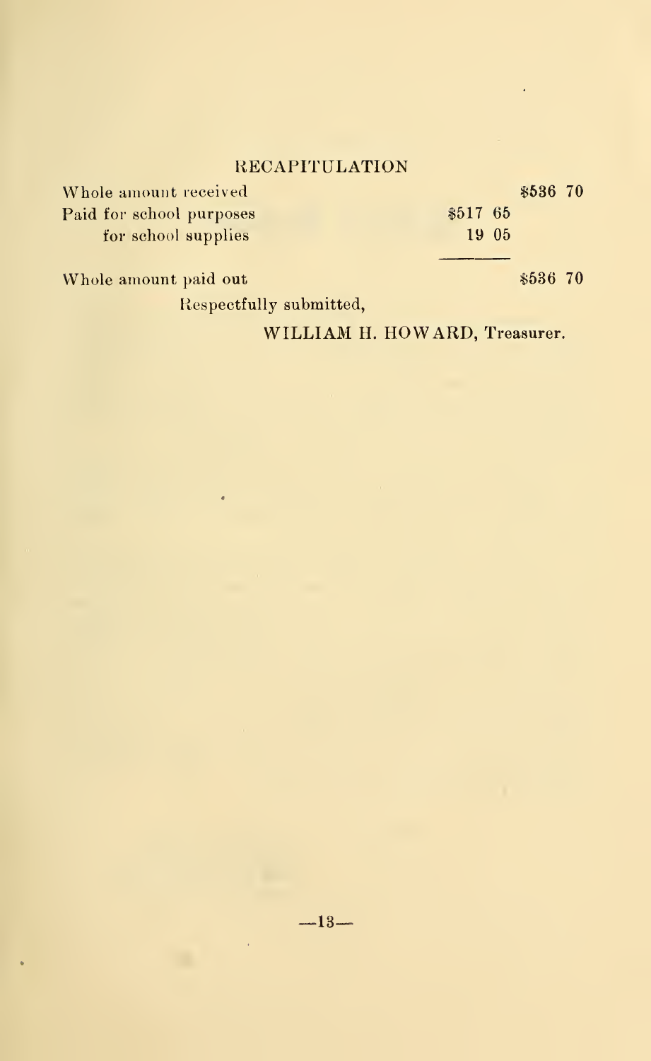## RECAPITULATION

| | | |
|---|---|---|
| Whole amount received | | $536 70 |
| Paid for school purposes | $517 65 | |
| for school supplies | 19 05 | |
| Whole amount paid out | | $536 70 |

Respectfully submitted,

WILLIAM H. HOWARD, Treasurer.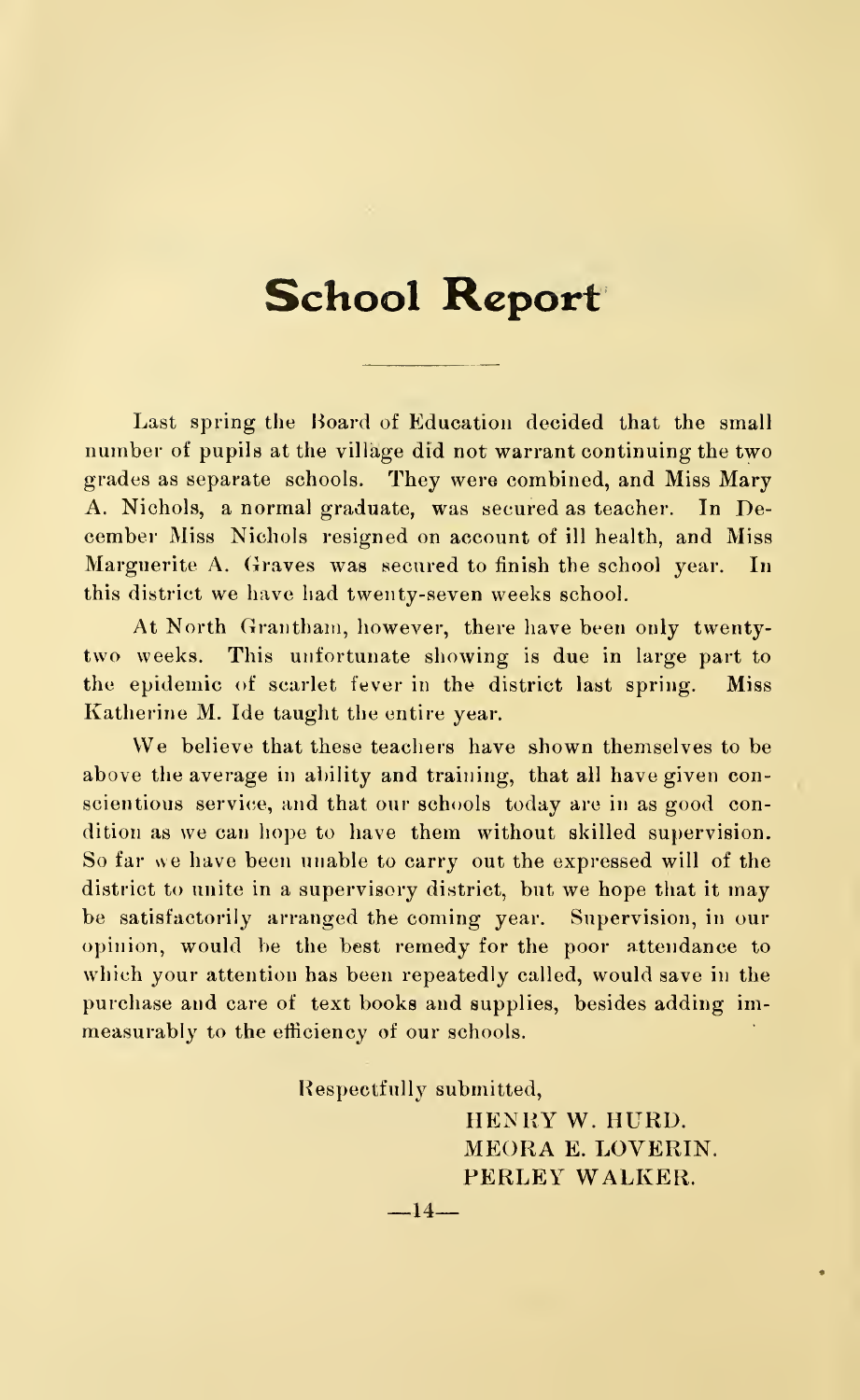# School Report

Last spring the Board of Education decided that the small number of pupils at the village did not warrant continuing the two grades as separate schools. They were combined, and Miss Mary A. Nichols, a normal graduate, was secured as teacher. In December Miss Nichols resigned on account of ill health, and Miss Marguerite A. Graves was secured to finish the school year. In this district we have had twenty-seven weeks school.

At North Grantham, however, there have been only twenty-two weeks. This unfortunate showing is due in large part to the epidemic of scarlet fever in the district last spring. Miss Katherine M. Ide taught the entire year.

We believe that these teachers have shown themselves to be above the average in ability and training, that all have given conscientious service, and that our schools today are in as good condition as we can hope to have them without skilled supervision. So far we have been unable to carry out the expressed will of the district to unite in a supervisory district, but we hope that it may be satisfactorily arranged the coming year. Supervision, in our opinion, would be the best remedy for the poor attendance to which your attention has been repeatedly called, would save in the purchase and care of text books and supplies, besides adding immeasurably to the efficiency of our schools.

Respectfully submitted,

HENRY W. HURD.
MEORA E. LOVERIN.
PERLEY WALKER.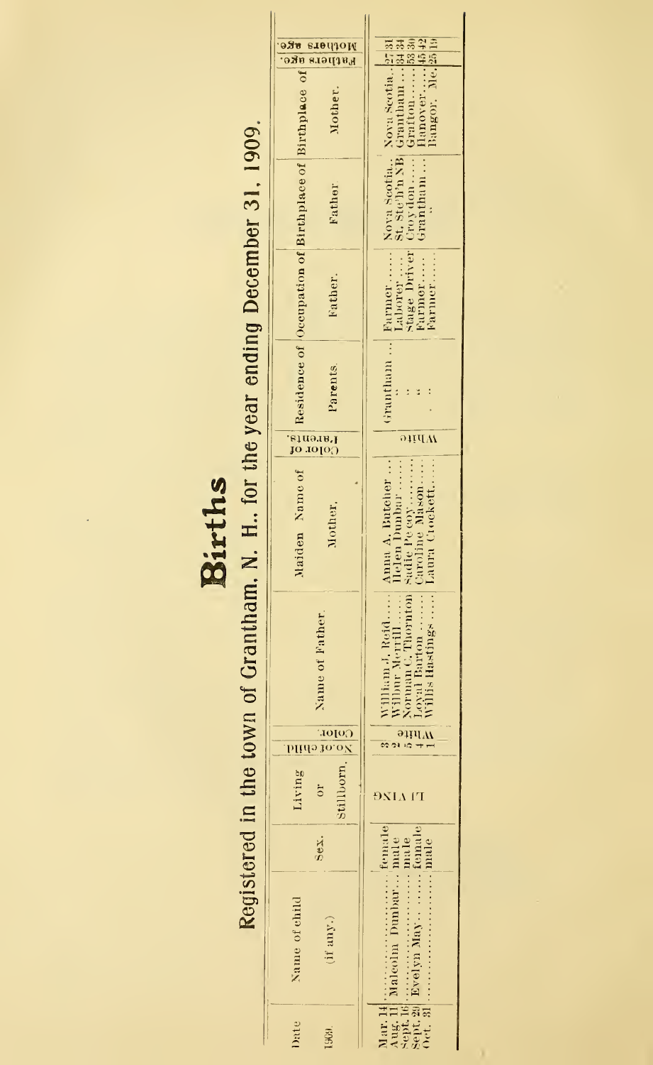# Births

## Registered in the town of Grantham, N. H., for the year ending December 31, 1909.

| Date 1909. | Name of child (if any.) | Sex. | Living or Stillborn. | No. of child | Color. | Name of Father. | Maiden Name of Mother. | Color of Parents. | Residence of Parents. | Occupation of Father. | Birthplace of Father | Birthplace of Mother. | Fathers age. | Mothers age. |
|---|---|---|---|---|---|---|---|---|---|---|---|---|---|---|
| Mar. 14 | | female | Living | 3 | White | William J. Reid | Anna A. Butcher | White | Grantham | Farmer | Nova Scotia | Nova Scotia | 27 | 31 |
| Aug. 11 | Malcolm Dunbar | male | " | 2 | " | Wilbur Merrill | Helen Dunbar | " | " | Laborer | St. Step'n NB | Grantham | 34 | 34 |
| Sept. 16 | | male | " | 5 | " | Norman C. Thornton | Sadie Pecoy | " | " | Stage Driver | Croydon | Grafton | 53 | 30 |
| Sept. 29 | Evelyn May | female | " | 4 | " | Loyal Barton | Caroline Mason | " | " | Farmer | Grantham | Hanover | 45 | 42 |
| Oct. 31 | | male | " | 1 | " | Willis Hastings | Laura Crockett | " | " | Farmer | " | Bangor, Me. | 25 | 19 |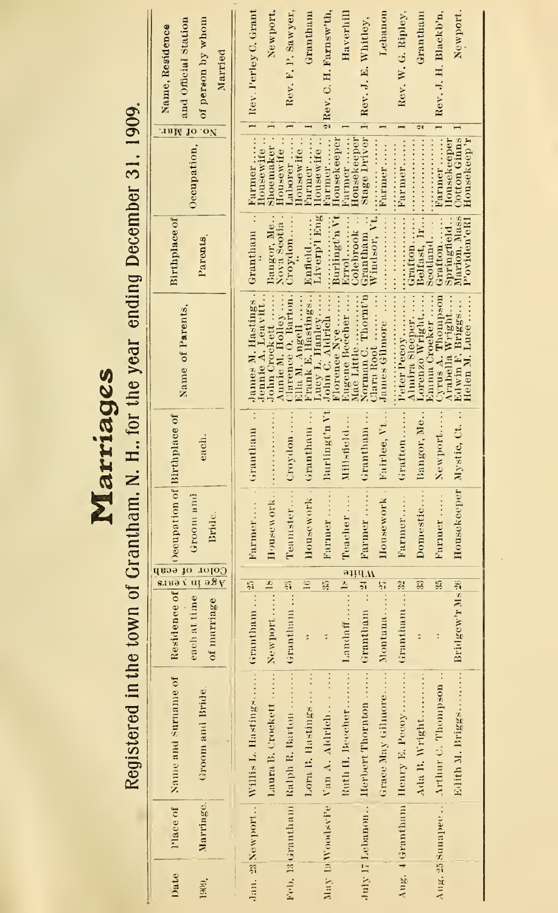# Marriages

## Registered in the town of Grantham, N. H., for the year ending December 31, 1909.

| Date 1909. | Place of Marriage. | Name and Surname of Groom and Bride. | Residence of each at time of marriage | Age in years | Color of each | Occupation of Groom and Bride. | Birthplace of each. | Name of Parents, | Birthplace of Parents, | Occupation, | No. of Mar. | Name, Residence and Official Station of person by whom Married |
|---|---|---|---|---|---|---|---|---|---|---|---|---|
| Jan. 23 | Newport | Willis L. Hastings | Grantham | 25 | White | Farmer | Grantham | James M. Hastings / Jennie A. Leavitt | Grantham / " | Farmer / Housewife | 1 | Rev. Perley C. Grant |
| | | Laura B. Crockett | Newport | 18 | | Housework | | John Crockett / Annie M. Holley | Bangor, Me. / Nova Scotia | Shoemaker / Housewife | 1 | Newport. |
| Feb. 13 | Grantham | Ralph R. Barton | Grantham | 23 | | Teamster | Croydon | Clarence O. Barton / Ella M. Angell | Croydon / " | Laborer / Housewife | 1 | Rev. F. P. Sawyer, |
| | | Lora B. Hastings | " | 16 | | Housework | Grantham | Frank E. Hastings / Lucy L. Hanley | Enfield / Liverp'l Eng | Farmer / Housewife | 1 | Grantham |
| May 19 | Woodsv'le | Van A. Aldrich | " | 35 | | Farmer | Burlingt'n Vt | John C. Aldrich / Florence Nye | / Burlingt'n Vt | Farmer / Housekeeper | 2 | Rev. C. H. Farnsw'th, |
| | | Ruth H. Beecher | Landaff | 18 | | Teacher | Millsfield | Eugene Beecher / Mae Little | Errol / Colebrook | Farmer / Housekeeper | 1 | Haverhill |
| July 17 | Lebanon | Herbert Thornton | Grantham | 21 | | Farmer | Grantham | Norman C. Thornt'n / Clara Root | Grantham / Windsor, Vt. | Stage Driver | 1 | Rev. J. E. Whitley, |
| | | Grace May Gilmore | Montana | 27 | | Housework | Fairlee, Vt. | James Gilmore | | Farmer | 1 | Lebanon |
| Aug. 4 | Grantham | Henry E. Pecoy | Grantham | 32 | | Farmer | Grafton | Peter Pecoy / Almira Sleeper | / Grafton | Farmer | 1 | Rev. W. G. Ripley, |
| | | Ada B. Wright | " | 33 | | Domestic | Bangor, Me. | Lorenzo Wright / Emma Crocker | Belfast, Ir. / Scotland | | 2 | Grantham |
| Aug. 25 | Sunapee | Arthur C. Thompson | " | 35 | | Farmer | Newport | Cyrus A. Thompson / Arabella Wright | Grafton / Springfield | Farmer / Housekeeper | 1 | Rev. J. H. Blackb'n, |
| | | Edith M. Briggs | Bridgew'r Ms | 26 | | Housekeeper | Mystic, Ct. | Edwin F. Briggs / Helen M. Luce | Marion, Mass / P'oviden'eRI | Cotton Ginns / Housekeep'r | 1 | Newport. |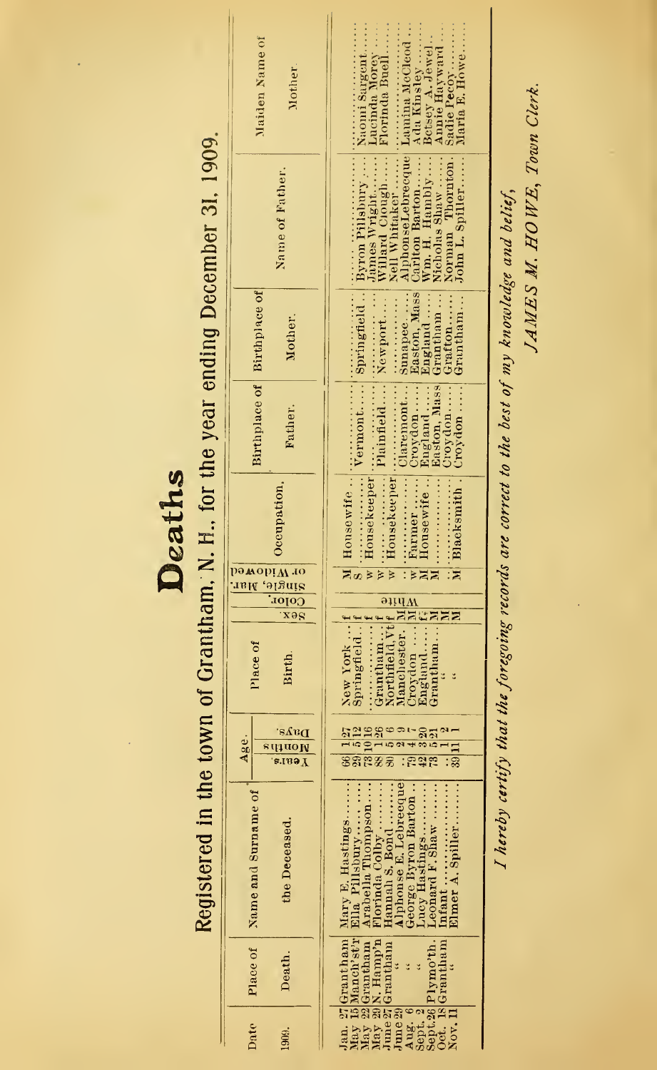# Deaths

## Registered in the town of Grantham, N. H., for the year ending December 31, 1909.

| Date 1909. | Place of Death. | Name and Surname of the Deceased. | Age Years. | Age Months. | Age Days. | Place of Birth. | Sex. | Color. | Single, Mar. or Widowed | Occupation. | Birthplace of Father. | Birthplace of Mother. | Name of Father. | Maiden Name of Mother. |
|---|---|---|---|---|---|---|---|---|---|---|---|---|---|---|
| Jan. 27 | Grantham | Mary E. Hastings | 66 | 1 | 27 | New York | f | White | M | Housewife | | | | |
| May 15 | Manch'st'r | Ella Pillsbury | 29 | 5 | 12 | Springfield | f | White | S | | Vermont | Springfield | Byron Pillsbury | Naomi Sargent |
| May 22 | Grantham | Arabella Thompson | 78 | 10 | 16 | | f | White | W | Housekeeper | | | James Wright | Lucinda Morey |
| May 29 | N. Hamp'n | Florinda Colby | 88 | 1 | 26 | Grantham | f | White | W | | Plainfield | Newport | Willard Clough | Florinda Buell |
| June 27 | Grantham | Hannah S. Bond | 80 | 5 | 6 | Northfield, Vt | f | White | W | Housekeeper | | | Nell Whitaker | |
| June 29 | " | Alphonse E. Lebreeque | | 2 | 9 | Manchester | M | White | | | Claremont | Sunapee | Alphonse Lebreeque | Lamina McCleod |
| Aug. 6 | " | George Byron Barton | 79 | 4 | 7 | Croydon | M | White | W | Farmer | Croydon | Easton, Mass | Carlton Barton | Ada Kinsley |
| Sept. 2 | " | Lucy Hastings | 42 | 3 | 20 | England | f | White | M | Housewife | England | England | Wm. H. Hambly | Betsey A. Jewel |
| Sept. 26 | Plymo'th | Leonard F. Shaw | 73 | 5 | 21 | Grantham | M | White | M | | Easton, Mass | Grantham | Nicholas Shaw | Annie Hayward |
| Oct. 18 | Grantham | Infant | | 1 | 2 | " | M | White | | | Croydon | Grafton | Norman Thornton | Sadie Pecoy |
| Nov. 11 | " | Elmer A. Spiller | 39 | 11 | 1 | " | M | White | M | Blacksmith | Croydon | Grantham | John L. Spiller | Maria E. Howe |

*I hereby certify that the foregoing records are correct to the best of my knowledge and belief,*

*JAMES M. HOWE, Town Clerk.*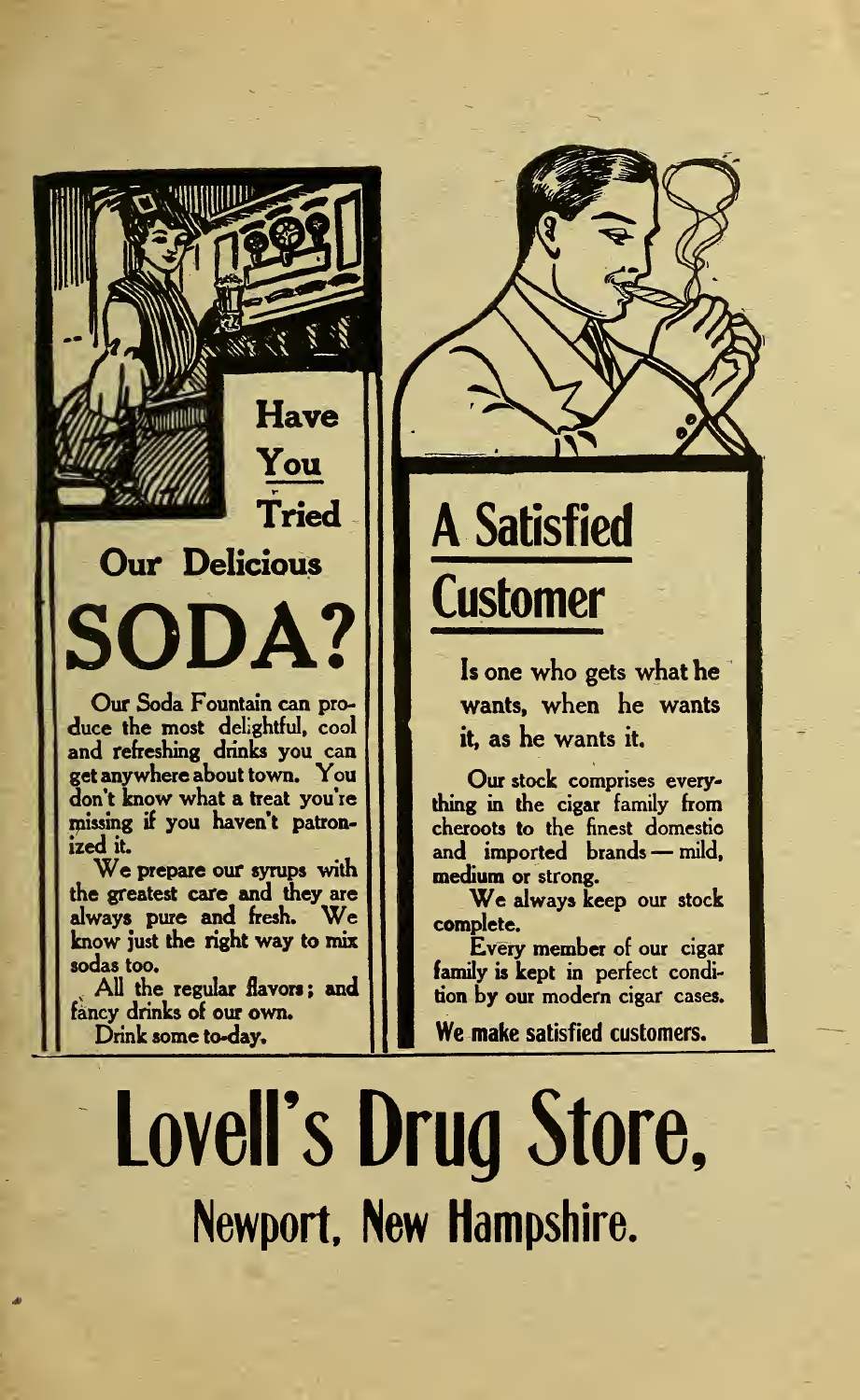## Have You Tried Our Delicious

# SODA?

Our Soda Fountain can produce the most delightful, cool and refreshing drinks you can get anywhere about town. You don't know what a treat you're missing if you haven't patronized it.

We prepare our syrups with the greatest care and they are always pure and fresh. We know just the right way to mix sodas too.

All the regular flavors; and fancy drinks of our own.

Drink some to-day.

## A Satisfied Customer

Is one who gets what he wants, when he wants it, as he wants it.

Our stock comprises everything in the cigar family from cheroots to the finest domestic and imported brands — mild, medium or strong.

We always keep our stock complete.

Every member of our cigar family is kept in perfect condition by our modern cigar cases.

We make satisfied customers.

# Lovell's Drug Store,

## Newport, New Hampshire.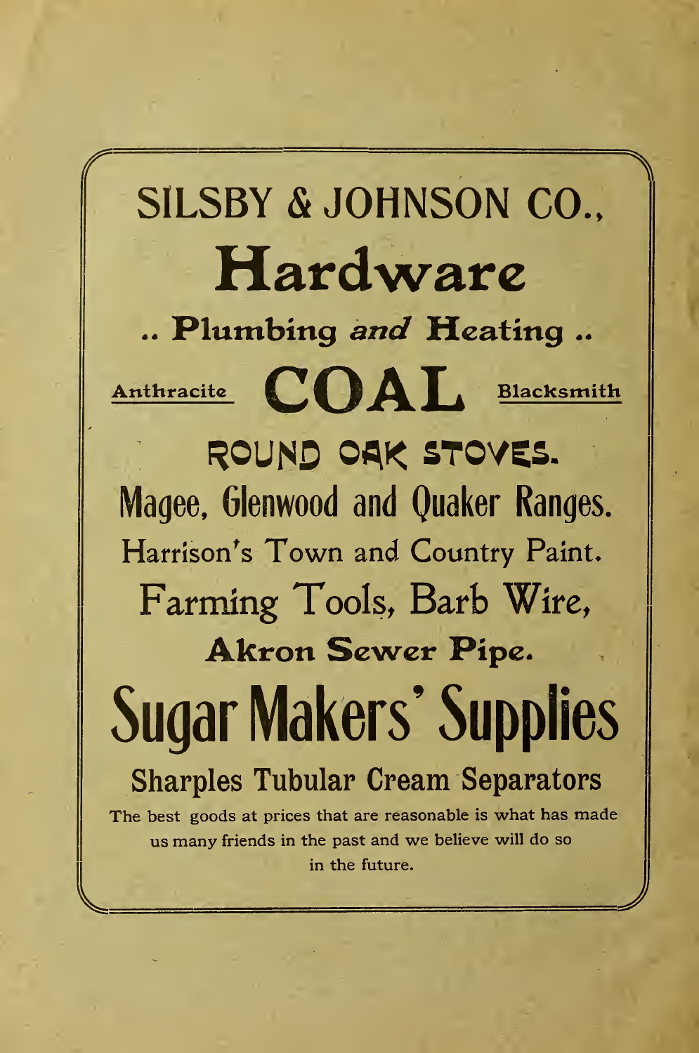# SILSBY & JOHNSON CO.,

# Hardware

**.. Plumbing *and* Heating ..**

Anthracite **COAL** Blacksmith

ROUND OAK STOVES.

Magee, Glenwood and Quaker Ranges.

Harrison's Town and Country Paint.

Farming Tools, Barb Wire,

**Akron Sewer Pipe.**

# Sugar Makers' Supplies

Sharples Tubular Cream Separators

The best goods at prices that are reasonable is what has made us many friends in the past and we believe will do so in the future.